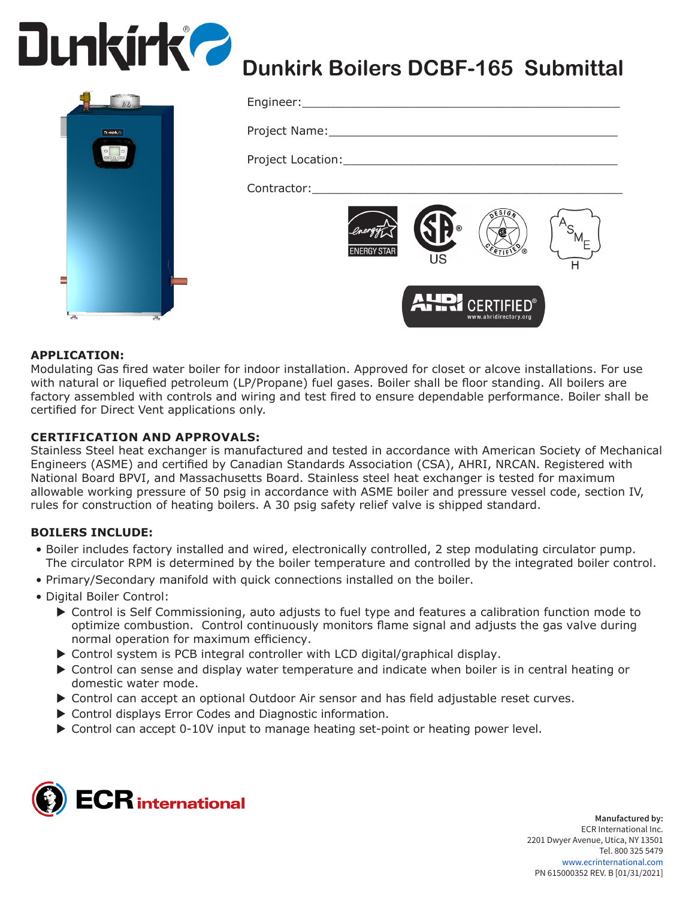# Dunkirk Boilers DCBF-165 Submittal

Engineer:_______________________________________________

Project Name:___________________________________________

Project Location:_________________________________________

Contractor:_____________________________________________

## APPLICATION:

Modulating Gas fired water boiler for indoor installation. Approved for closet or alcove installations. For use with natural or liquefied petroleum (LP/Propane) fuel gases. Boiler shall be floor standing. All boilers are factory assembled with controls and wiring and test fired to ensure dependable performance. Boiler shall be certified for Direct Vent applications only.

## CERTIFICATION AND APPROVALS:

Stainless Steel heat exchanger is manufactured and tested in accordance with American Society of Mechanical Engineers (ASME) and certified by Canadian Standards Association (CSA), AHRI, NRCAN. Registered with National Board BPVI, and Massachusetts Board. Stainless steel heat exchanger is tested for maximum allowable working pressure of 50 psig in accordance with ASME boiler and pressure vessel code, section IV, rules for construction of heating boilers. A 30 psig safety relief valve is shipped standard.

## BOILERS INCLUDE:

- Boiler includes factory installed and wired, electronically controlled, 2 step modulating circulator pump. The circulator RPM is determined by the boiler temperature and controlled by the integrated boiler control.
- Primary/Secondary manifold with quick connections installed on the boiler.
- Digital Boiler Control:
  - Control is Self Commissioning, auto adjusts to fuel type and features a calibration function mode to optimize combustion. Control continuously monitors flame signal and adjusts the gas valve during normal operation for maximum efficiency.
  - Control system is PCB integral controller with LCD digital/graphical display.
  - Control can sense and display water temperature and indicate when boiler is in central heating or domestic water mode.
  - Control can accept an optional Outdoor Air sensor and has field adjustable reset curves.
  - Control displays Error Codes and Diagnostic information.
  - Control can accept 0-10V input to manage heating set-point or heating power level.

**Manufactured by:**
ECR International Inc.
2201 Dwyer Avenue, Utica, NY 13501
Tel. 800 325 5479
www.ecrinternational.com
PN 615000352 REV. B [01/31/2021]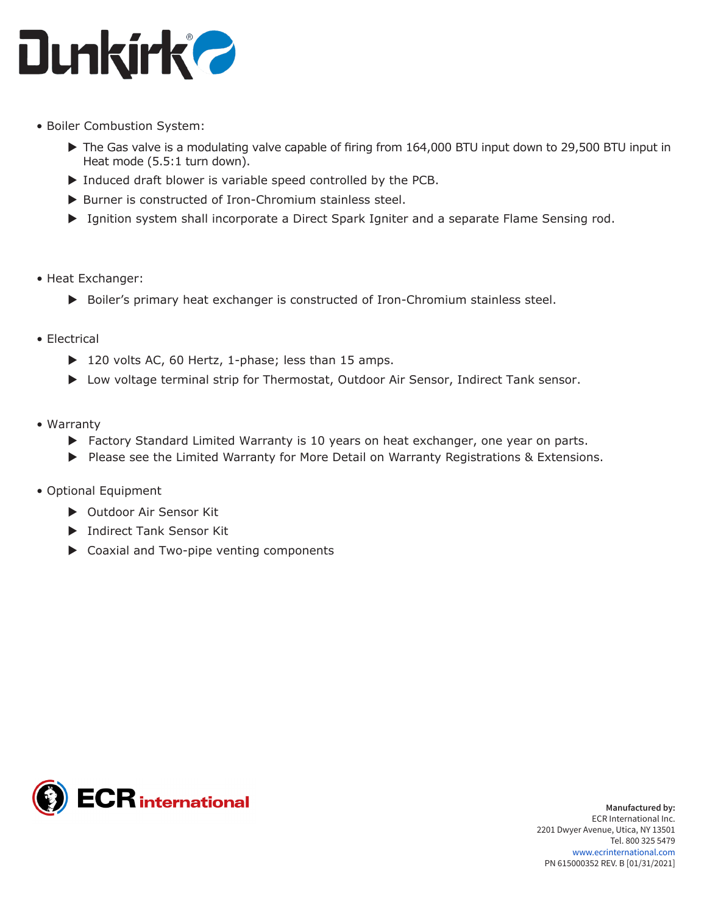- Boiler Combustion System:
  - The Gas valve is a modulating valve capable of firing from 164,000 BTU input down to 29,500 BTU input in Heat mode (5.5:1 turn down).
  - Induced draft blower is variable speed controlled by the PCB.
  - Burner is constructed of Iron-Chromium stainless steel.
  - Ignition system shall incorporate a Direct Spark Igniter and a separate Flame Sensing rod.

- Heat Exchanger:
  - Boiler's primary heat exchanger is constructed of Iron-Chromium stainless steel.

- Electrical
  - 120 volts AC, 60 Hertz, 1-phase; less than 15 amps.
  - Low voltage terminal strip for Thermostat, Outdoor Air Sensor, Indirect Tank sensor.

- Warranty
  - Factory Standard Limited Warranty is 10 years on heat exchanger, one year on parts.
  - Please see the Limited Warranty for More Detail on Warranty Registrations & Extensions.

- Optional Equipment
  - Outdoor Air Sensor Kit
  - Indirect Tank Sensor Kit
  - Coaxial and Two-pipe venting components

**Manufactured by:**
ECR International Inc.
2201 Dwyer Avenue, Utica, NY 13501
Tel. 800 325 5479
www.ecrinternational.com
PN 615000352 REV. B [01/31/2021]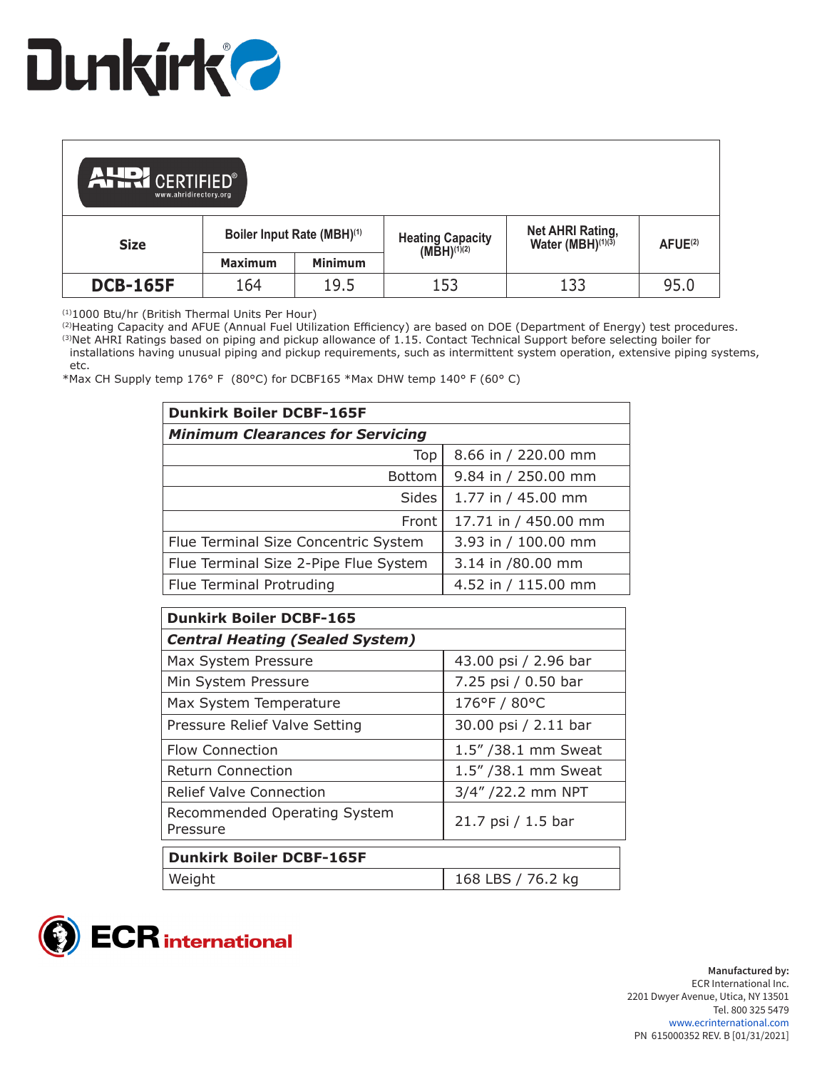Dunkirk®

AHRI CERTIFIED® www.ahridirectory.org

| Size | Boiler Input Rate (MBH)[1] | | Heating Capacity (MBH)[1][2] | Net AHRI Rating, Water (MBH)[1][3] | AFUE[2] |
|---|---|---|---|---|---|
| | Maximum | Minimum | | | |
| **DCB-165F** | 164 | 19.5 | 153 | 133 | 95.0 |

[1]1000 Btu/hr (British Thermal Units Per Hour)
[2]Heating Capacity and AFUE (Annual Fuel Utilization Efficiency) are based on DOE (Department of Energy) test procedures.
[3]Net AHRI Ratings based on piping and pickup allowance of 1.15. Contact Technical Support before selecting boiler for installations having unusual piping and pickup requirements, such as intermittent system operation, extensive piping systems, etc.
*Max CH Supply temp 176° F (80°C) for DCBF165 *Max DHW temp 140° F (60° C)

| **Dunkirk Boiler DCBF-165F** | |
|---|---|
| ***Minimum Clearances for Servicing*** | |
| Top | 8.66 in / 220.00 mm |
| Bottom | 9.84 in / 250.00 mm |
| Sides | 1.77 in / 45.00 mm |
| Front | 17.71 in / 450.00 mm |
| Flue Terminal Size Concentric System | 3.93 in / 100.00 mm |
| Flue Terminal Size 2-Pipe Flue System | 3.14 in /80.00 mm |
| Flue Terminal Protruding | 4.52 in / 115.00 mm |

| **Dunkirk Boiler DCBF-165** | |
|---|---|
| ***Central Heating (Sealed System)*** | |
| Max System Pressure | 43.00 psi / 2.96 bar |
| Min System Pressure | 7.25 psi / 0.50 bar |
| Max System Temperature | 176°F / 80°C |
| Pressure Relief Valve Setting | 30.00 psi / 2.11 bar |
| Flow Connection | 1.5" /38.1 mm Sweat |
| Return Connection | 1.5" /38.1 mm Sweat |
| Relief Valve Connection | 3/4" /22.2 mm NPT |
| Recommended Operating System Pressure | 21.7 psi / 1.5 bar |

| **Dunkirk Boiler DCBF-165F** | |
|---|---|
| Weight | 168 LBS / 76.2 kg |

ECR international

**Manufactured by:**
ECR International Inc.
2201 Dwyer Avenue, Utica, NY 13501
Tel. 800 325 5479
www.ecrinternational.com
PN 615000352 REV. B [01/31/2021]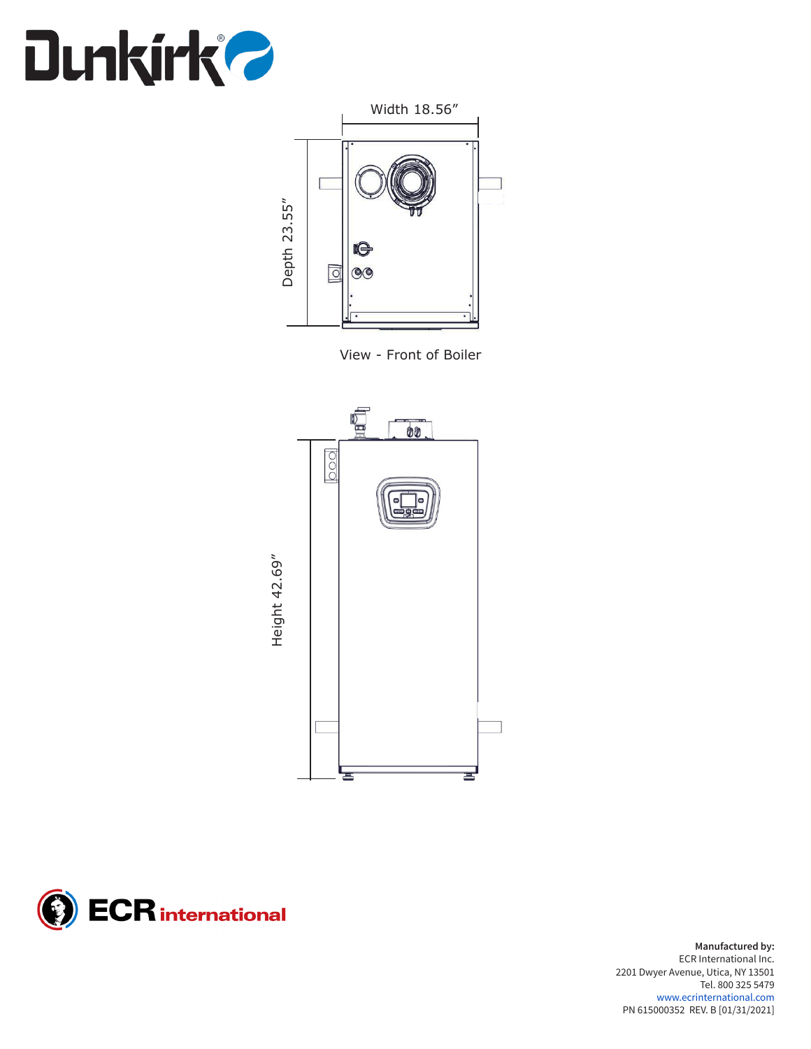Width 18.56"

Depth 23.55"

View - Front of Boiler

Height 42.69"

**Manufactured by:**
ECR International Inc.
2201 Dwyer Avenue, Utica, NY 13501
Tel. 800 325 5479
www.ecrinternational.com
PN 615000352 REV. B [01/31/2021]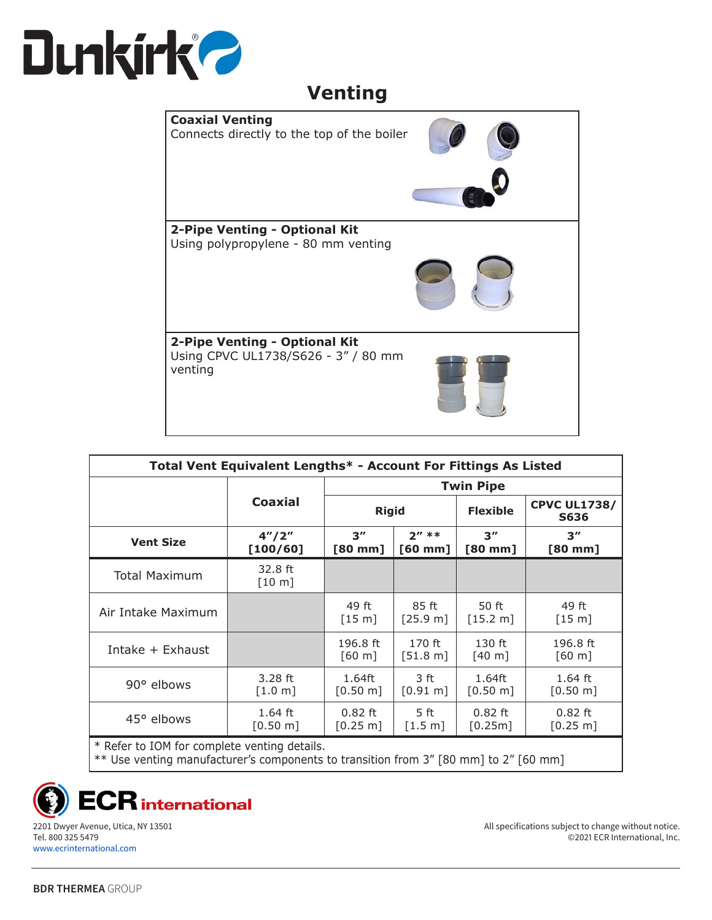# Venting

| | |
|---|---|
| **Coaxial Venting**<br>Connects directly to the top of the boiler | |
| **2-Pipe Venting - Optional Kit**<br>Using polypropylene - 80 mm venting | |
| **2-Pipe Venting - Optional Kit**<br>Using CPVC UL1738/S626 - 3" / 80 mm venting | |

| Total Vent Equivalent Lengths* - Account For Fittings As Listed | | | | | |
|---|---|---|---|---|---|
| | **Coaxial** | **Twin Pipe** | | | |
| | | **Rigid** | | **Flexible** | **CPVC UL1738/ S636** |
| **Vent Size** | **4"/2" [100/60]** | **3" [80 mm]** | **2" ** [60 mm]** | **3" [80 mm]** | **3" [80 mm]** |
| Total Maximum | 32.8 ft [10 m] | | | | |
| Air Intake Maximum | | 49 ft [15 m] | 85 ft [25.9 m] | 50 ft [15.2 m] | 49 ft [15 m] |
| Intake + Exhaust | | 196.8 ft [60 m] | 170 ft [51.8 m] | 130 ft [40 m] | 196.8 ft [60 m] |
| 90° elbows | 3.28 ft [1.0 m] | 1.64ft [0.50 m] | 3 ft [0.91 m] | 1.64ft [0.50 m] | 1.64 ft [0.50 m] |
| 45° elbows | 1.64 ft [0.50 m] | 0.82 ft [0.25 m] | 5 ft [1.5 m] | 0.82 ft [0.25m] | 0.82 ft [0.25 m] |

* Refer to IOM for complete venting details.
** Use venting manufacturer's components to transition from 3" [80 mm] to 2" [60 mm]

ECR international

2201 Dwyer Avenue, Utica, NY 13501
Tel. 800 325 5479
www.ecrinternational.com

All specifications subject to change without notice.
©2021 ECR International, Inc.

BDR THERMEA GROUP